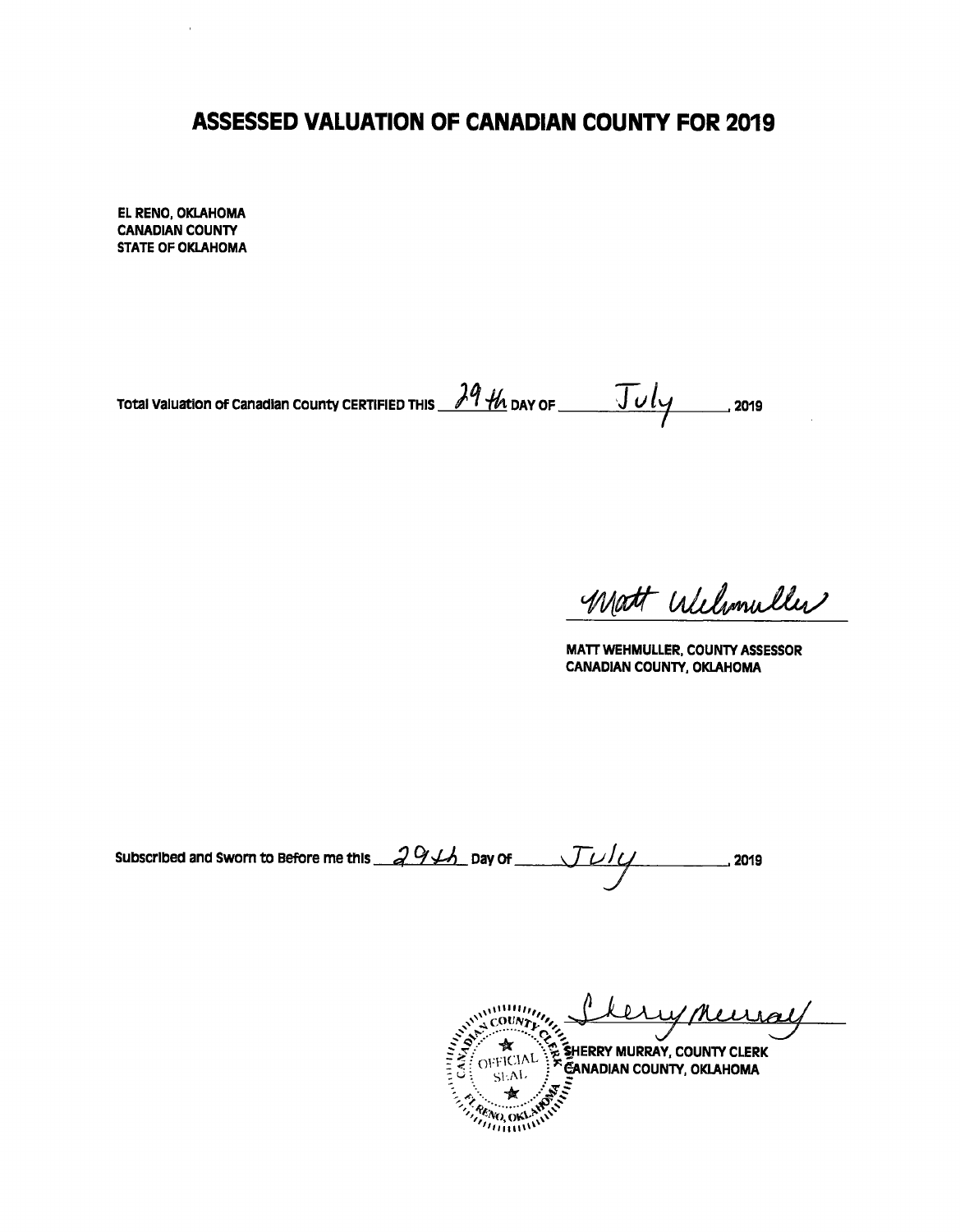# ASSESSED VALUATION OF CANADIAN COUNTY FOR 2019

**EL RENO, OKLAHOMA**
**CANADIAN COUNTY**
**STATE OF OKLAHOMA**

Total Valuation of Canadian County CERTIFIED THIS 29th DAY OF July, 2019

Matt Wehmuller

**MATT WEHMULLER, COUNTY ASSESSOR**
**CANADIAN COUNTY, OKLAHOMA**

Subscribed and Sworn to Before me this 29th Day Of July, 2019

Sherry Murray

**SHERRY MURRAY, COUNTY CLERK**
**CANADIAN COUNTY, OKLAHOMA**

CANADIAN COUNTY CLERK OFFICIAL SEAL EL RENO, OKLAHOMA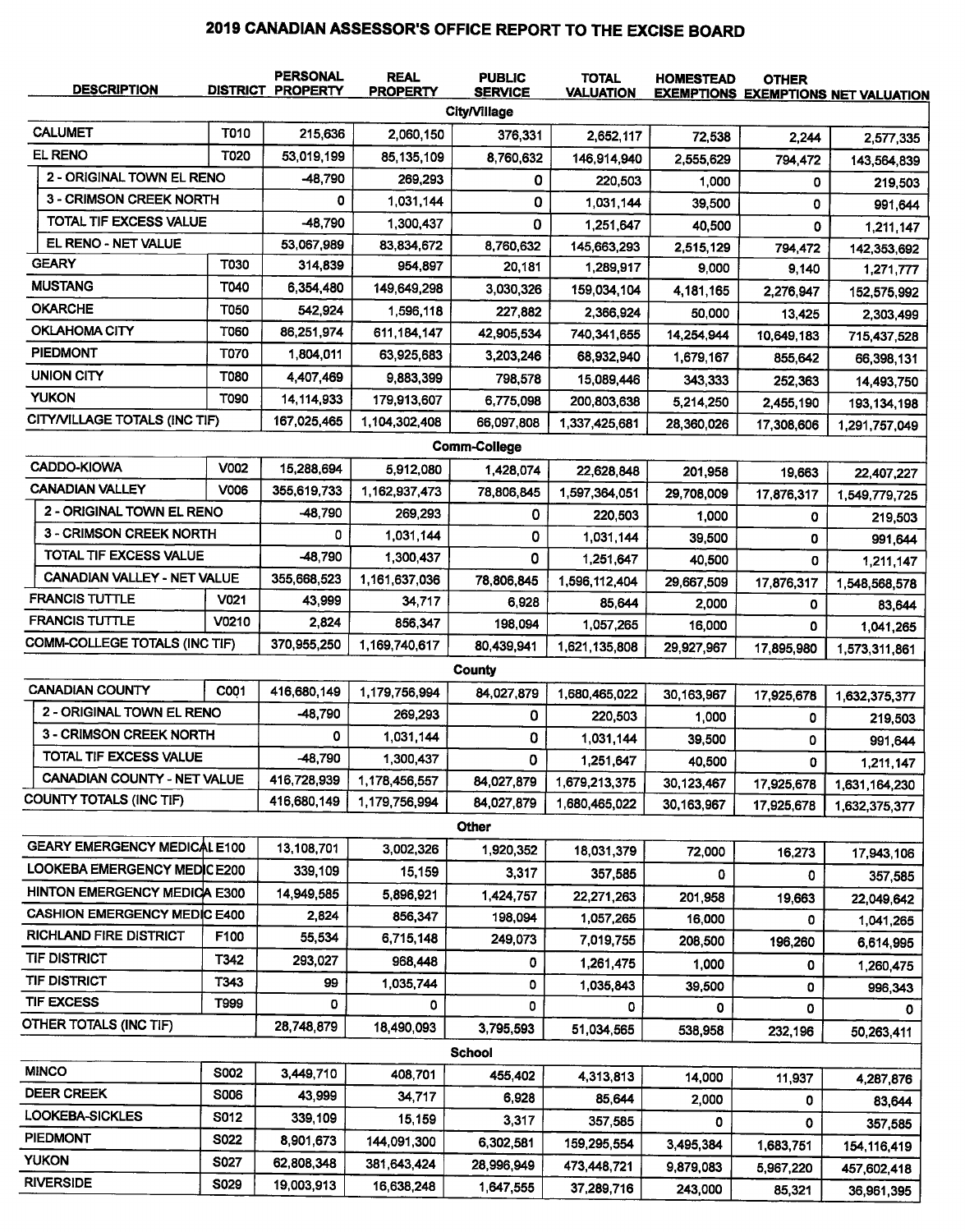# 2019 CANADIAN ASSESSOR'S OFFICE REPORT TO THE EXCISE BOARD

| DESCRIPTION | DISTRICT | PERSONAL PROPERTY | REAL PROPERTY | PUBLIC SERVICE | TOTAL VALUATION | HOMESTEAD EXEMPTIONS | OTHER EXEMPTIONS | NET VALUATION |
|---|---|---|---|---|---|---|---|---|
| **City/Village** | | | | | | | | |
| CALUMET | T010 | 215,636 | 2,060,150 | 376,331 | 2,652,117 | 72,538 | 2,244 | 2,577,335 |
| EL RENO | T020 | 53,019,199 | 85,135,109 | 8,760,632 | 146,914,940 | 2,555,629 | 794,472 | 143,564,839 |
| 2 - ORIGINAL TOWN EL RENO | | -48,790 | 269,293 | 0 | 220,503 | 1,000 | 0 | 219,503 |
| 3 - CRIMSON CREEK NORTH | | 0 | 1,031,144 | 0 | 1,031,144 | 39,500 | 0 | 991,644 |
| TOTAL TIF EXCESS VALUE | | -48,790 | 1,300,437 | 0 | 1,251,647 | 40,500 | 0 | 1,211,147 |
| EL RENO - NET VALUE | | 53,067,989 | 83,834,672 | 8,760,632 | 145,663,293 | 2,515,129 | 794,472 | 142,353,692 |
| GEARY | T030 | 314,839 | 954,897 | 20,181 | 1,289,917 | 9,000 | 9,140 | 1,271,777 |
| MUSTANG | T040 | 6,354,480 | 149,649,298 | 3,030,326 | 159,034,104 | 4,181,165 | 2,276,947 | 152,575,992 |
| OKARCHE | T050 | 542,924 | 1,596,118 | 227,882 | 2,366,924 | 50,000 | 13,425 | 2,303,499 |
| OKLAHOMA CITY | T060 | 86,251,974 | 611,184,147 | 42,905,534 | 740,341,655 | 14,254,944 | 10,649,183 | 715,437,528 |
| PIEDMONT | T070 | 1,804,011 | 63,925,683 | 3,203,246 | 68,932,940 | 1,679,167 | 855,642 | 66,398,131 |
| UNION CITY | T080 | 4,407,469 | 9,883,399 | 798,578 | 15,089,446 | 343,333 | 252,363 | 14,493,750 |
| YUKON | T090 | 14,114,933 | 179,913,607 | 6,775,098 | 200,803,638 | 5,214,250 | 2,455,190 | 193,134,198 |
| CITY/VILLAGE TOTALS (INC TIF) | | 167,025,465 | 1,104,302,408 | 66,097,808 | 1,337,425,681 | 28,360,026 | 17,308,606 | 1,291,757,049 |
| **Comm-College** | | | | | | | | |
| CADDO-KIOWA | V002 | 15,288,694 | 5,912,080 | 1,428,074 | 22,628,848 | 201,958 | 19,663 | 22,407,227 |
| CANADIAN VALLEY | V006 | 355,619,733 | 1,162,937,473 | 78,806,845 | 1,597,364,051 | 29,708,009 | 17,876,317 | 1,549,779,725 |
| 2 - ORIGINAL TOWN EL RENO | | -48,790 | 269,293 | 0 | 220,503 | 1,000 | 0 | 219,503 |
| 3 - CRIMSON CREEK NORTH | | 0 | 1,031,144 | 0 | 1,031,144 | 39,500 | 0 | 991,644 |
| TOTAL TIF EXCESS VALUE | | -48,790 | 1,300,437 | 0 | 1,251,647 | 40,500 | 0 | 1,211,147 |
| CANADIAN VALLEY - NET VALUE | | 355,668,523 | 1,161,637,036 | 78,806,845 | 1,596,112,404 | 29,667,509 | 17,876,317 | 1,548,568,578 |
| FRANCIS TUTTLE | V021 | 43,999 | 34,717 | 6,928 | 85,644 | 2,000 | 0 | 83,644 |
| FRANCIS TUTTLE | V0210 | 2,824 | 856,347 | 198,094 | 1,057,265 | 16,000 | 0 | 1,041,265 |
| COMM-COLLEGE TOTALS (INC TIF) | | 370,955,250 | 1,169,740,617 | 80,439,941 | 1,621,135,808 | 29,927,967 | 17,895,980 | 1,573,311,861 |
| **County** | | | | | | | | |
| CANADIAN COUNTY | C001 | 416,680,149 | 1,179,756,994 | 84,027,879 | 1,680,465,022 | 30,163,967 | 17,925,678 | 1,632,375,377 |
| 2 - ORIGINAL TOWN EL RENO | | -48,790 | 269,293 | 0 | 220,503 | 1,000 | 0 | 219,503 |
| 3 - CRIMSON CREEK NORTH | | 0 | 1,031,144 | 0 | 1,031,144 | 39,500 | 0 | 991,644 |
| TOTAL TIF EXCESS VALUE | | -48,790 | 1,300,437 | 0 | 1,251,647 | 40,500 | 0 | 1,211,147 |
| CANADIAN COUNTY - NET VALUE | | 416,728,939 | 1,178,456,557 | 84,027,879 | 1,679,213,375 | 30,123,467 | 17,925,678 | 1,631,164,230 |
| COUNTY TOTALS (INC TIF) | | 416,680,149 | 1,179,756,994 | 84,027,879 | 1,680,465,022 | 30,163,967 | 17,925,678 | 1,632,375,377 |
| **Other** | | | | | | | | |
| GEARY EMERGENCY MEDICAL | E100 | 13,108,701 | 3,002,326 | 1,920,352 | 18,031,379 | 72,000 | 16,273 | 17,943,106 |
| LOOKEBA EMERGENCY MEDIC | E200 | 339,109 | 15,159 | 3,317 | 357,585 | 0 | 0 | 357,585 |
| HINTON EMERGENCY MEDICA | E300 | 14,949,585 | 5,896,921 | 1,424,757 | 22,271,263 | 201,958 | 19,663 | 22,049,642 |
| CASHION EMERGENCY MEDIC | E400 | 2,824 | 856,347 | 198,094 | 1,057,265 | 16,000 | 0 | 1,041,265 |
| RICHLAND FIRE DISTRICT | F100 | 55,534 | 6,715,148 | 249,073 | 7,019,755 | 208,500 | 196,260 | 6,614,995 |
| TIF DISTRICT | T342 | 293,027 | 968,448 | 0 | 1,261,475 | 1,000 | 0 | 1,260,475 |
| TIF DISTRICT | T343 | 99 | 1,035,744 | 0 | 1,035,843 | 39,500 | 0 | 996,343 |
| TIF EXCESS | T999 | 0 | 0 | 0 | 0 | 0 | 0 | 0 |
| OTHER TOTALS (INC TIF) | | 28,748,879 | 18,490,093 | 3,795,593 | 51,034,565 | 538,958 | 232,196 | 50,263,411 |
| **School** | | | | | | | | |
| MINCO | S002 | 3,449,710 | 408,701 | 455,402 | 4,313,813 | 14,000 | 11,937 | 4,287,876 |
| DEER CREEK | S006 | 43,999 | 34,717 | 6,928 | 85,644 | 2,000 | 0 | 83,644 |
| LOOKEBA-SICKLES | S012 | 339,109 | 15,159 | 3,317 | 357,585 | 0 | 0 | 357,585 |
| PIEDMONT | S022 | 8,901,673 | 144,091,300 | 6,302,581 | 159,295,554 | 3,495,384 | 1,683,751 | 154,116,419 |
| YUKON | S027 | 62,808,348 | 381,643,424 | 28,996,949 | 473,448,721 | 9,879,083 | 5,967,220 | 457,602,418 |
| RIVERSIDE | S029 | 19,003,913 | 16,638,248 | 1,647,555 | 37,289,716 | 243,000 | 85,321 | 36,961,395 |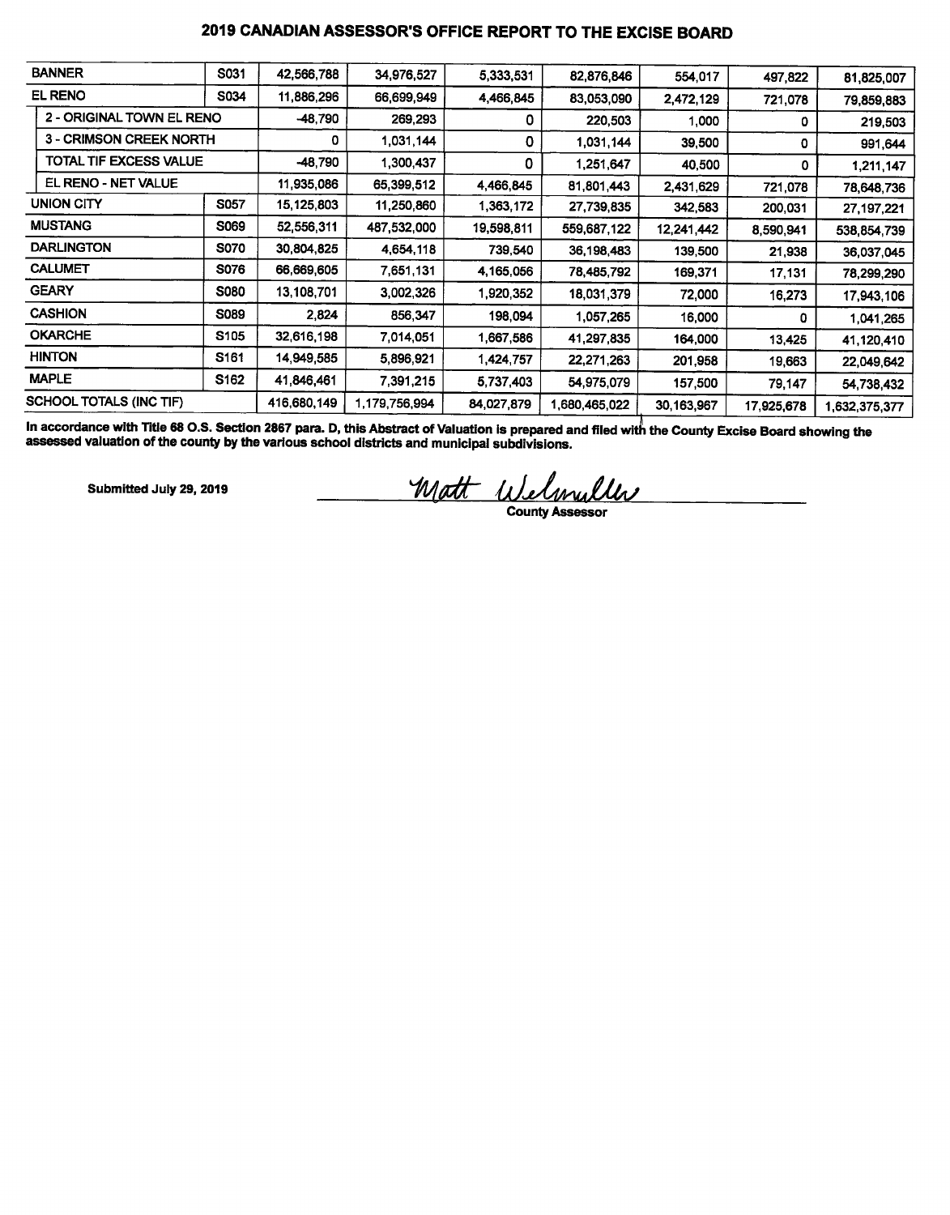## 2019 CANADIAN ASSESSOR'S OFFICE REPORT TO THE EXCISE BOARD

| | | | | | | | | |
|---|---|---|---|---|---|---|---|---|
| BANNER | S031 | 42,566,788 | 34,976,527 | 5,333,531 | 82,876,846 | 554,017 | 497,822 | 81,825,007 |
| EL RENO | S034 | 11,886,296 | 66,699,949 | 4,466,845 | 83,053,090 | 2,472,129 | 721,078 | 79,859,883 |
| 2 - ORIGINAL TOWN EL RENO | | -48,790 | 269,293 | 0 | 220,503 | 1,000 | 0 | 219,503 |
| 3 - CRIMSON CREEK NORTH | | 0 | 1,031,144 | 0 | 1,031,144 | 39,500 | 0 | 991,644 |
| TOTAL TIF EXCESS VALUE | | -48,790 | 1,300,437 | 0 | 1,251,647 | 40,500 | 0 | 1,211,147 |
| EL RENO - NET VALUE | | 11,935,086 | 65,399,512 | 4,466,845 | 81,801,443 | 2,431,629 | 721,078 | 78,648,736 |
| UNION CITY | S057 | 15,125,803 | 11,250,860 | 1,363,172 | 27,739,835 | 342,583 | 200,031 | 27,197,221 |
| MUSTANG | S069 | 52,556,311 | 487,532,000 | 19,598,811 | 559,687,122 | 12,241,442 | 8,590,941 | 538,854,739 |
| DARLINGTON | S070 | 30,804,825 | 4,654,118 | 739,540 | 36,198,483 | 139,500 | 21,938 | 36,037,045 |
| CALUMET | S076 | 66,669,605 | 7,651,131 | 4,165,056 | 78,485,792 | 169,371 | 17,131 | 78,299,290 |
| GEARY | S080 | 13,108,701 | 3,002,326 | 1,920,352 | 18,031,379 | 72,000 | 16,273 | 17,943,106 |
| CASHION | S089 | 2,824 | 856,347 | 198,094 | 1,057,265 | 16,000 | 0 | 1,041,265 |
| OKARCHE | S105 | 32,616,198 | 7,014,051 | 1,667,586 | 41,297,835 | 164,000 | 13,425 | 41,120,410 |
| HINTON | S161 | 14,949,585 | 5,896,921 | 1,424,757 | 22,271,263 | 201,958 | 19,663 | 22,049,642 |
| MAPLE | S162 | 41,846,461 | 7,391,215 | 5,737,403 | 54,975,079 | 157,500 | 79,147 | 54,738,432 |
| SCHOOL TOTALS (INC TIF) | | 416,680,149 | 1,179,756,994 | 84,027,879 | 1,680,465,022 | 30,163,967 | 17,925,678 | 1,632,375,377 |

**In accordance with Title 68 O.S. Section 2867 para. D, this Abstract of Valuation is prepared and filed with the County Excise Board showing the assessed valuation of the county by the various school districts and municipal subdivisions.**

**Submitted July 29, 2019**

Matt Wehmuller
**County Assessor**